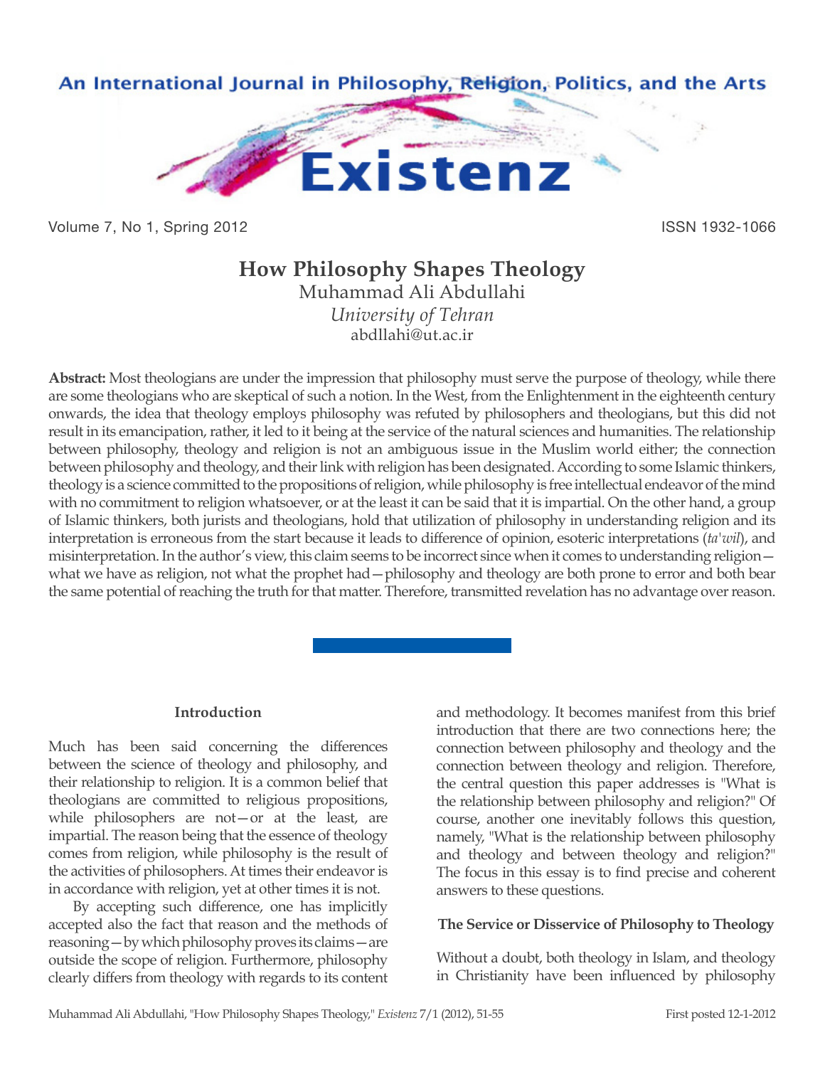# How Philosophy Shapes Theology

Muhammad Ali Abdullahi

*University of Tehran*

abdllahi@ut.ac.ir

**Abstract:** Most theologians are under the impression that philosophy must serve the purpose of theology, while there are some theologians who are skeptical of such a notion. In the West, from the Enlightenment in the eighteenth century onwards, the idea that theology employs philosophy was refuted by philosophers and theologians, but this did not result in its emancipation, rather, it led to it being at the service of the natural sciences and humanities. The relationship between philosophy, theology and religion is not an ambiguous issue in the Muslim world either; the connection between philosophy and theology, and their link with religion has been designated. According to some Islamic thinkers, theology is a science committed to the propositions of religion, while philosophy is free intellectual endeavor of the mind with no commitment to religion whatsoever, or at the least it can be said that it is impartial. On the other hand, a group of Islamic thinkers, both jurists and theologians, hold that utilization of philosophy in understanding religion and its interpretation is erroneous from the start because it leads to difference of opinion, esoteric interpretations (*ta'wil*), and misinterpretation. In the author's view, this claim seems to be incorrect since when it comes to understanding religion—what we have as religion, not what the prophet had—philosophy and theology are both prone to error and both bear the same potential of reaching the truth for that matter. Therefore, transmitted revelation has no advantage over reason.

## Introduction

Much has been said concerning the differences between the science of theology and philosophy, and their relationship to religion. It is a common belief that theologians are committed to religious propositions, while philosophers are not—or at the least, are impartial. The reason being that the essence of theology comes from religion, while philosophy is the result of the activities of philosophers. At times their endeavor is in accordance with religion, yet at other times it is not.

By accepting such difference, one has implicitly accepted also the fact that reason and the methods of reasoning—by which philosophy proves its claims—are outside the scope of religion. Furthermore, philosophy clearly differs from theology with regards to its content and methodology. It becomes manifest from this brief introduction that there are two connections here; the connection between philosophy and theology and the connection between theology and religion. Therefore, the central question this paper addresses is "What is the relationship between philosophy and religion?" Of course, another one inevitably follows this question, namely, "What is the relationship between philosophy and theology and between theology and religion?" The focus in this essay is to find precise and coherent answers to these questions.

## The Service or Disservice of Philosophy to Theology

Without a doubt, both theology in Islam, and theology in Christianity have been influenced by philosophy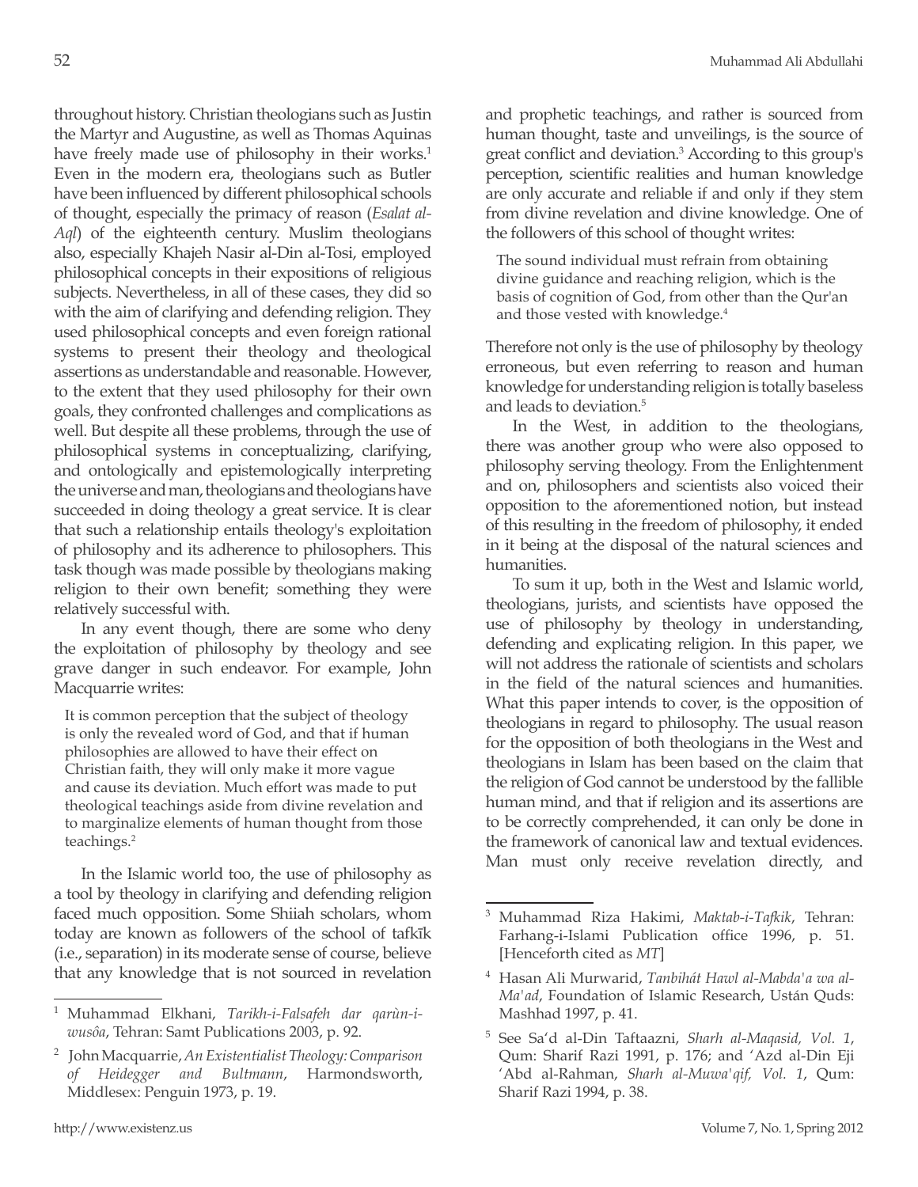throughout history. Christian theologians such as Justin the Martyr and Augustine, as well as Thomas Aquinas have freely made use of philosophy in their works.[1] Even in the modern era, theologians such as Butler have been influenced by different philosophical schools of thought, especially the primacy of reason (*Esalat al-Aql*) of the eighteenth century. Muslim theologians also, especially Khajeh Nasir al-Din al-Tosi, employed philosophical concepts in their expositions of religious subjects. Nevertheless, in all of these cases, they did so with the aim of clarifying and defending religion. They used philosophical concepts and even foreign rational systems to present their theology and theological assertions as understandable and reasonable. However, to the extent that they used philosophy for their own goals, they confronted challenges and complications as well. But despite all these problems, through the use of philosophical systems in conceptualizing, clarifying, and ontologically and epistemologically interpreting the universe and man, theologians and theologians have succeeded in doing theology a great service. It is clear that such a relationship entails theology's exploitation of philosophy and its adherence to philosophers. This task though was made possible by theologians making religion to their own benefit; something they were relatively successful with.

In any event though, there are some who deny the exploitation of philosophy by theology and see grave danger in such endeavor. For example, John Macquarrie writes:

> It is common perception that the subject of theology is only the revealed word of God, and that if human philosophies are allowed to have their effect on Christian faith, they will only make it more vague and cause its deviation. Much effort was made to put theological teachings aside from divine revelation and to marginalize elements of human thought from those teachings.[2]

In the Islamic world too, the use of philosophy as a tool by theology in clarifying and defending religion faced much opposition. Some Shiiah scholars, whom today are known as followers of the school of tafkīk (i.e., separation) in its moderate sense of course, believe that any knowledge that is not sourced in revelation and prophetic teachings, and rather is sourced from human thought, taste and unveilings, is the source of great conflict and deviation.[3] According to this group's perception, scientific realities and human knowledge are only accurate and reliable if and only if they stem from divine revelation and divine knowledge. One of the followers of this school of thought writes:

> The sound individual must refrain from obtaining divine guidance and reaching religion, which is the basis of cognition of God, from other than the Qur'an and those vested with knowledge.[4]

Therefore not only is the use of philosophy by theology erroneous, but even referring to reason and human knowledge for understanding religion is totally baseless and leads to deviation.[5]

In the West, in addition to the theologians, there was another group who were also opposed to philosophy serving theology. From the Enlightenment and on, philosophers and scientists also voiced their opposition to the aforementioned notion, but instead of this resulting in the freedom of philosophy, it ended in it being at the disposal of the natural sciences and humanities.

To sum it up, both in the West and Islamic world, theologians, jurists, and scientists have opposed the use of philosophy by theology in understanding, defending and explicating religion. In this paper, we will not address the rationale of scientists and scholars in the field of the natural sciences and humanities. What this paper intends to cover, is the opposition of theologians in regard to philosophy. The usual reason for the opposition of both theologians in the West and theologians in Islam has been based on the claim that the religion of God cannot be understood by the fallible human mind, and that if religion and its assertions are to be correctly comprehended, it can only be done in the framework of canonical law and textual evidences. Man must only receive revelation directly, and

---

[1] Muhammad Elkhani, *Tarikh-i-Falsafeh dar qarùn-i-wusôa*, Tehran: Samt Publications 2003, p. 92.

[2] John Macquarrie, *An Existentialist Theology: Comparison of Heidegger and Bultmann*, Harmondsworth, Middlesex: Penguin 1973, p. 19.

[3] Muhammad Riza Hakimi, *Maktab-i-Tafkik*, Tehran: Farhang-i-Islami Publication office 1996, p. 51. [Henceforth cited as *MT*]

[4] Hasan Ali Murwarid, *Tanbihát Hawl al-Mabda'a wa al-Ma'ad*, Foundation of Islamic Research, Ustán Quds: Mashhad 1997, p. 41.

[5] See Sa'd al-Din Taftaazni, *Sharh al-Maqasid, Vol. 1*, Qum: Sharif Razi 1991, p. 176; and 'Azd al-Din Eji 'Abd al-Rahman, *Sharh al-Muwa'qif, Vol. 1*, Qum: Sharif Razi 1994, p. 38.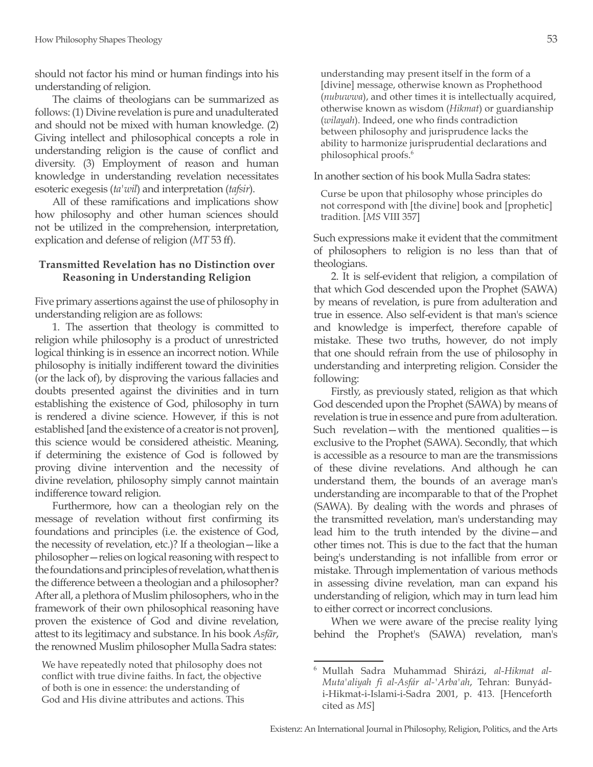should not factor his mind or human findings into his understanding of religion.

The claims of theologians can be summarized as follows: (1) Divine revelation is pure and unadulterated and should not be mixed with human knowledge. (2) Giving intellect and philosophical concepts a role in understanding religion is the cause of conflict and diversity. (3) Employment of reason and human knowledge in understanding revelation necessitates esoteric exegesis (*ta'wil*) and interpretation (*tafsir*).

All of these ramifications and implications show how philosophy and other human sciences should not be utilized in the comprehension, interpretation, explication and defense of religion (*MT* 53 ff).

### Transmitted Revelation has no Distinction over Reasoning in Understanding Religion

Five primary assertions against the use of philosophy in understanding religion are as follows:

1. The assertion that theology is committed to religion while philosophy is a product of unrestricted logical thinking is in essence an incorrect notion. While philosophy is initially indifferent toward the divinities (or the lack of), by disproving the various fallacies and doubts presented against the divinities and in turn establishing the existence of God, philosophy in turn is rendered a divine science. However, if this is not established [and the existence of a creator is not proven], this science would be considered atheistic. Meaning, if determining the existence of God is followed by proving divine intervention and the necessity of divine revelation, philosophy simply cannot maintain indifference toward religion.

Furthermore, how can a theologian rely on the message of revelation without first confirming its foundations and principles (i.e. the existence of God, the necessity of revelation, etc.)? If a theologian—like a philosopher—relies on logical reasoning with respect to the foundations and principles of revelation, what then is the difference between a theologian and a philosopher? After all, a plethora of Muslim philosophers, who in the framework of their own philosophical reasoning have proven the existence of God and divine revelation, attest to its legitimacy and substance. In his book *Asfār*, the renowned Muslim philosopher Mulla Sadra states:

> We have repeatedly noted that philosophy does not conflict with true divine faiths. In fact, the objective of both is one in essence: the understanding of God and His divine attributes and actions. This understanding may present itself in the form of a [divine] message, otherwise known as Prophethood (*nubuwwa*), and other times it is intellectually acquired, otherwise known as wisdom (*Hikmat*) or guardianship (*wilayah*). Indeed, one who finds contradiction between philosophy and jurisprudence lacks the ability to harmonize jurisprudential declarations and philosophical proofs.[6]

In another section of his book Mulla Sadra states:

> Curse be upon that philosophy whose principles do not correspond with [the divine] book and [prophetic] tradition. [*MS* VIII 357]

Such expressions make it evident that the commitment of philosophers to religion is no less than that of theologians.

2. It is self-evident that religion, a compilation of that which God descended upon the Prophet (SAWA) by means of revelation, is pure from adulteration and true in essence. Also self-evident is that man's science and knowledge is imperfect, therefore capable of mistake. These two truths, however, do not imply that one should refrain from the use of philosophy in understanding and interpreting religion. Consider the following:

Firstly, as previously stated, religion as that which God descended upon the Prophet (SAWA) by means of revelation is true in essence and pure from adulteration. Such revelation—with the mentioned qualities—is exclusive to the Prophet (SAWA). Secondly, that which is accessible as a resource to man are the transmissions of these divine revelations. And although he can understand them, the bounds of an average man's understanding are incomparable to that of the Prophet (SAWA). By dealing with the words and phrases of the transmitted revelation, man's understanding may lead him to the truth intended by the divine—and other times not. This is due to the fact that the human being's understanding is not infallible from error or mistake. Through implementation of various methods in assessing divine revelation, man can expand his understanding of religion, which may in turn lead him to either correct or incorrect conclusions.

When we were aware of the precise reality lying behind the Prophet's (SAWA) revelation, man's

---

[6] Mullah Sadra Muhammad Shirázi, *al-Hikmat al-Muta'aliyah fi al-Asfár al-'Arba'ah*, Tehran: Bunyád-i-Hikmat-i-Islami-i-Sadra 2001, p. 413. [Henceforth cited as *MS*]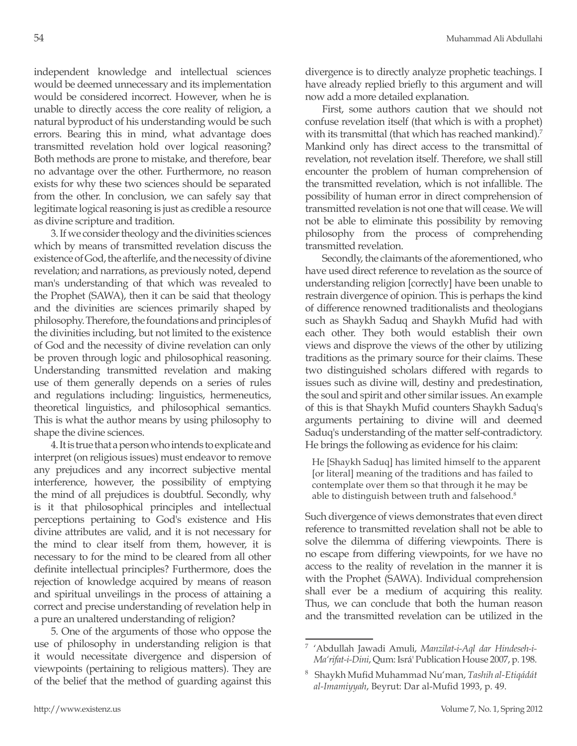independent knowledge and intellectual sciences would be deemed unnecessary and its implementation would be considered incorrect. However, when he is unable to directly access the core reality of religion, a natural byproduct of his understanding would be such errors. Bearing this in mind, what advantage does transmitted revelation hold over logical reasoning? Both methods are prone to mistake, and therefore, bear no advantage over the other. Furthermore, no reason exists for why these two sciences should be separated from the other. In conclusion, we can safely say that legitimate logical reasoning is just as credible a resource as divine scripture and tradition.

3. If we consider theology and the divinities sciences which by means of transmitted revelation discuss the existence of God, the afterlife, and the necessity of divine revelation; and narrations, as previously noted, depend man's understanding of that which was revealed to the Prophet (SAWA), then it can be said that theology and the divinities are sciences primarily shaped by philosophy. Therefore, the foundations and principles of the divinities including, but not limited to the existence of God and the necessity of divine revelation can only be proven through logic and philosophical reasoning. Understanding transmitted revelation and making use of them generally depends on a series of rules and regulations including: linguistics, hermeneutics, theoretical linguistics, and philosophical semantics. This is what the author means by using philosophy to shape the divine sciences.

4. It is true that a person who intends to explicate and interpret (on religious issues) must endeavor to remove any prejudices and any incorrect subjective mental interference, however, the possibility of emptying the mind of all prejudices is doubtful. Secondly, why is it that philosophical principles and intellectual perceptions pertaining to God's existence and His divine attributes are valid, and it is not necessary for the mind to clear itself from them, however, it is necessary to for the mind to be cleared from all other definite intellectual principles? Furthermore, does the rejection of knowledge acquired by means of reason and spiritual unveilings in the process of attaining a correct and precise understanding of revelation help in a pure an unaltered understanding of religion?

5. One of the arguments of those who oppose the use of philosophy in understanding religion is that it would necessitate divergence and dispersion of viewpoints (pertaining to religious matters). They are of the belief that the method of guarding against this divergence is to directly analyze prophetic teachings. I have already replied briefly to this argument and will now add a more detailed explanation.

First, some authors caution that we should not confuse revelation itself (that which is with a prophet) with its transmittal (that which has reached mankind).[7] Mankind only has direct access to the transmittal of revelation, not revelation itself. Therefore, we shall still encounter the problem of human comprehension of the transmitted revelation, which is not infallible. The possibility of human error in direct comprehension of transmitted revelation is not one that will cease. We will not be able to eliminate this possibility by removing philosophy from the process of comprehending transmitted revelation.

Secondly, the claimants of the aforementioned, who have used direct reference to revelation as the source of understanding religion [correctly] have been unable to restrain divergence of opinion. This is perhaps the kind of difference renowned traditionalists and theologians such as Shaykh Saduq and Shaykh Mufid had with each other. They both would establish their own views and disprove the views of the other by utilizing traditions as the primary source for their claims. These two distinguished scholars differed with regards to issues such as divine will, destiny and predestination, the soul and spirit and other similar issues. An example of this is that Shaykh Mufid counters Shaykh Saduq's arguments pertaining to divine will and deemed Saduq's understanding of the matter self-contradictory. He brings the following as evidence for his claim:

> He [Shaykh Saduq] has limited himself to the apparent [or literal] meaning of the traditions and has failed to contemplate over them so that through it he may be able to distinguish between truth and falsehood.[8]

Such divergence of views demonstrates that even direct reference to transmitted revelation shall not be able to solve the dilemma of differing viewpoints. There is no escape from differing viewpoints, for we have no access to the reality of revelation in the manner it is with the Prophet (SAWA). Individual comprehension shall ever be a medium of acquiring this reality. Thus, we can conclude that both the human reason and the transmitted revelation can be utilized in the

---

[7] ʻAbdullah Jawadi Amuli, *Manzilat-i-Aql dar Hindeseh-i-Ma'rifat-i-Dini*, Qum: Isrá' Publication House 2007, p. 198.

[8] Shaykh Mufid Muhammad Nu'man, *Tashih al-Etiqádát al-Imamiyyah*, Beyrut: Dar al-Mufid 1993, p. 49.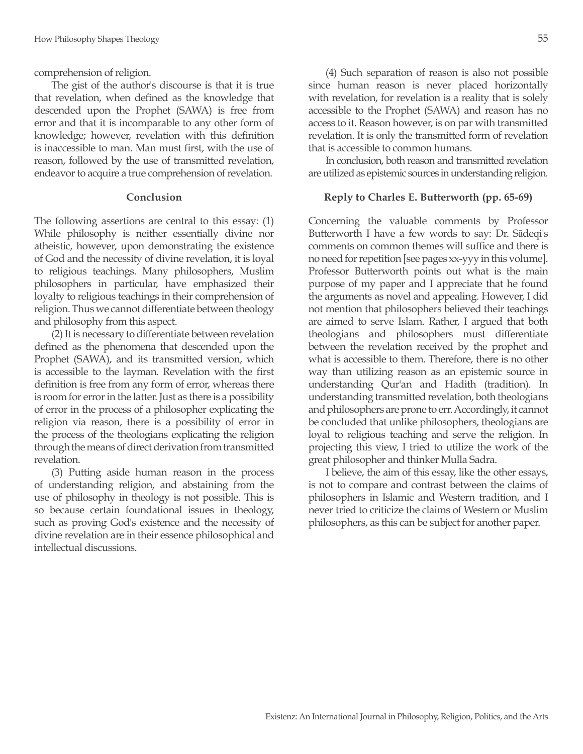comprehension of religion.

The gist of the author's discourse is that it is true that revelation, when defined as the knowledge that descended upon the Prophet (SAWA) is free from error and that it is incomparable to any other form of knowledge; however, revelation with this definition is inaccessible to man. Man must first, with the use of reason, followed by the use of transmitted revelation, endeavor to acquire a true comprehension of revelation.

### Conclusion

The following assertions are central to this essay: (1) While philosophy is neither essentially divine nor atheistic, however, upon demonstrating the existence of God and the necessity of divine revelation, it is loyal to religious teachings. Many philosophers, Muslim philosophers in particular, have emphasized their loyalty to religious teachings in their comprehension of religion. Thus we cannot differentiate between theology and philosophy from this aspect.

(2) It is necessary to differentiate between revelation defined as the phenomena that descended upon the Prophet (SAWA), and its transmitted version, which is accessible to the layman. Revelation with the first definition is free from any form of error, whereas there is room for error in the latter. Just as there is a possibility of error in the process of a philosopher explicating the religion via reason, there is a possibility of error in the process of the theologians explicating the religion through the means of direct derivation from transmitted revelation.

(3) Putting aside human reason in the process of understanding religion, and abstaining from the use of philosophy in theology is not possible. This is so because certain foundational issues in theology, such as proving God's existence and the necessity of divine revelation are in their essence philosophical and intellectual discussions.

(4) Such separation of reason is also not possible since human reason is never placed horizontally with revelation, for revelation is a reality that is solely accessible to the Prophet (SAWA) and reason has no access to it. Reason however, is on par with transmitted revelation. It is only the transmitted form of revelation that is accessible to common humans.

In conclusion, both reason and transmitted revelation are utilized as epistemic sources in understanding religion.

### Reply to Charles E. Butterworth (pp. 65-69)

Concerning the valuable comments by Professor Butterworth I have a few words to say: Dr. Sādeqi's comments on common themes will suffice and there is no need for repetition [see pages xx-yyy in this volume]. Professor Butterworth points out what is the main purpose of my paper and I appreciate that he found the arguments as novel and appealing. However, I did not mention that philosophers believed their teachings are aimed to serve Islam. Rather, I argued that both theologians and philosophers must differentiate between the revelation received by the prophet and what is accessible to them. Therefore, there is no other way than utilizing reason as an epistemic source in understanding Qur'an and Hadith (tradition). In understanding transmitted revelation, both theologians and philosophers are prone to err. Accordingly, it cannot be concluded that unlike philosophers, theologians are loyal to religious teaching and serve the religion. In projecting this view, I tried to utilize the work of the great philosopher and thinker Mulla Sadra.

I believe, the aim of this essay, like the other essays, is not to compare and contrast between the claims of philosophers in Islamic and Western tradition, and I never tried to criticize the claims of Western or Muslim philosophers, as this can be subject for another paper.